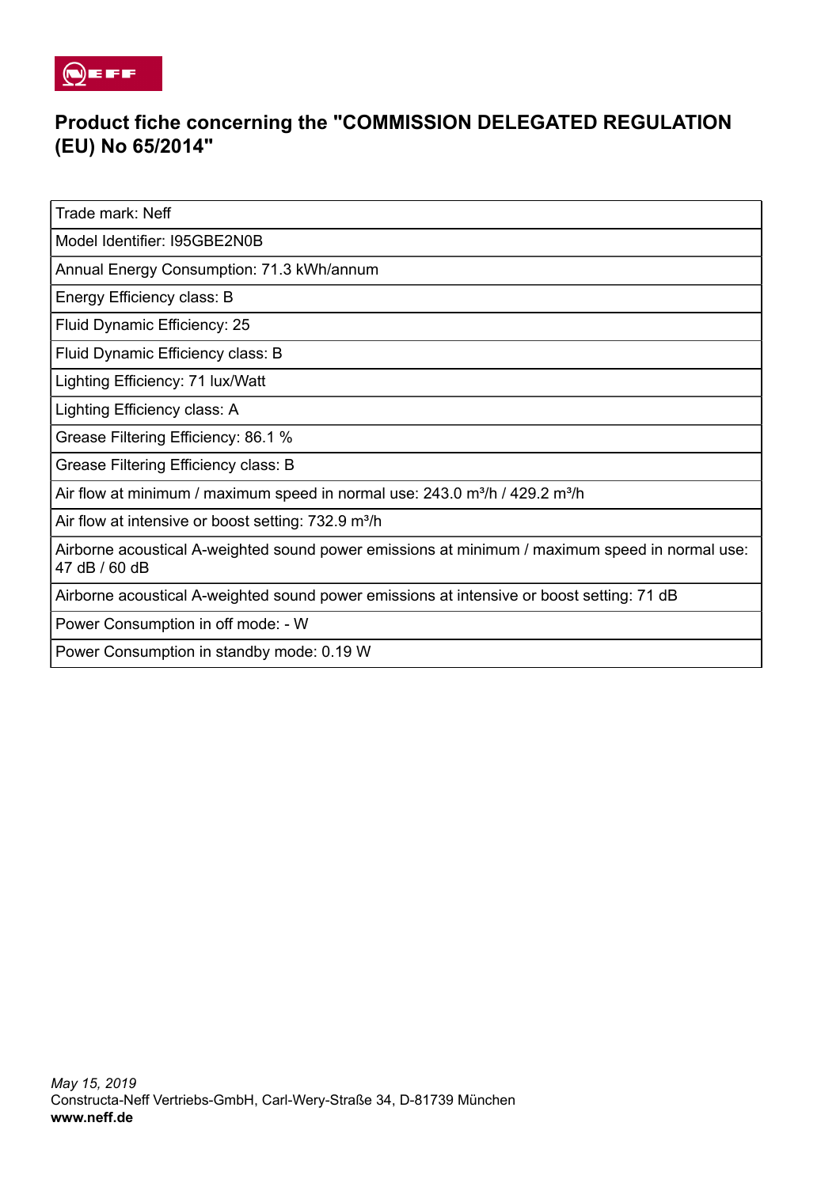# Product fiche concerning the "COMMISSION DELEGATED REGULATION (EU) No 65/2014"

| Trade mark: Neff |
|---|
| Model Identifier: I95GBE2N0B |
| Annual Energy Consumption: 71.3 kWh/annum |
| Energy Efficiency class: B |
| Fluid Dynamic Efficiency: 25 |
| Fluid Dynamic Efficiency class: B |
| Lighting Efficiency: 71 lux/Watt |
| Lighting Efficiency class: A |
| Grease Filtering Efficiency: 86.1 % |
| Grease Filtering Efficiency class: B |
| Air flow at minimum / maximum speed in normal use: 243.0 m³/h / 429.2 m³/h |
| Air flow at intensive or boost setting: 732.9 m³/h |
| Airborne acoustical A-weighted sound power emissions at minimum / maximum speed in normal use: 47 dB / 60 dB |
| Airborne acoustical A-weighted sound power emissions at intensive or boost setting: 71 dB |
| Power Consumption in off mode: - W |
| Power Consumption in standby mode: 0.19 W |

*May 15, 2019*
Constructa-Neff Vertriebs-GmbH, Carl-Wery-Straße 34, D-81739 München
**www.neff.de**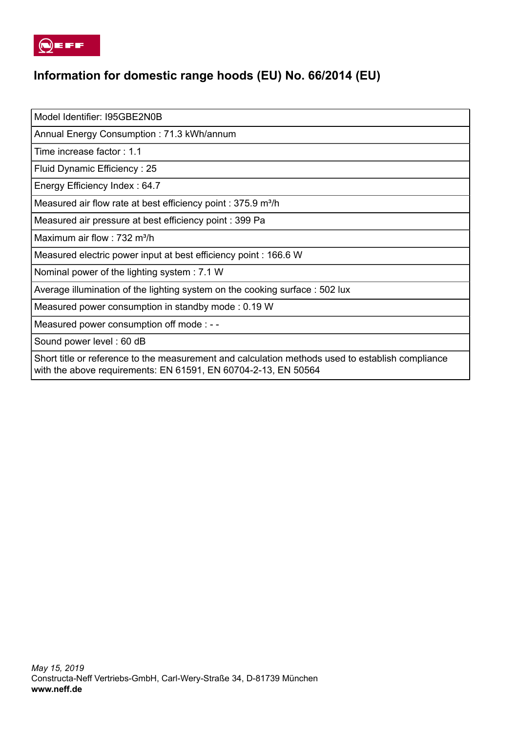# Information for domestic range hoods (EU) No. 66/2014 (EU)

| |
|---|
| Model Identifier: I95GBE2N0B |
| Annual Energy Consumption : 71.3 kWh/annum |
| Time increase factor : 1.1 |
| Fluid Dynamic Efficiency : 25 |
| Energy Efficiency Index : 64.7 |
| Measured air flow rate at best efficiency point : 375.9 m³/h |
| Measured air pressure at best efficiency point : 399 Pa |
| Maximum air flow : 732 m³/h |
| Measured electric power input at best efficiency point : 166.6 W |
| Nominal power of the lighting system : 7.1 W |
| Average illumination of the lighting system on the cooking surface : 502 lux |
| Measured power consumption in standby mode : 0.19 W |
| Measured power consumption off mode : - - |
| Sound power level : 60 dB |
| Short title or reference to the measurement and calculation methods used to establish compliance with the above requirements: EN 61591, EN 60704-2-13, EN 50564 |

*May 15, 2019*
Constructa-Neff Vertriebs-GmbH, Carl-Wery-Straße 34, D-81739 München
**www.neff.de**